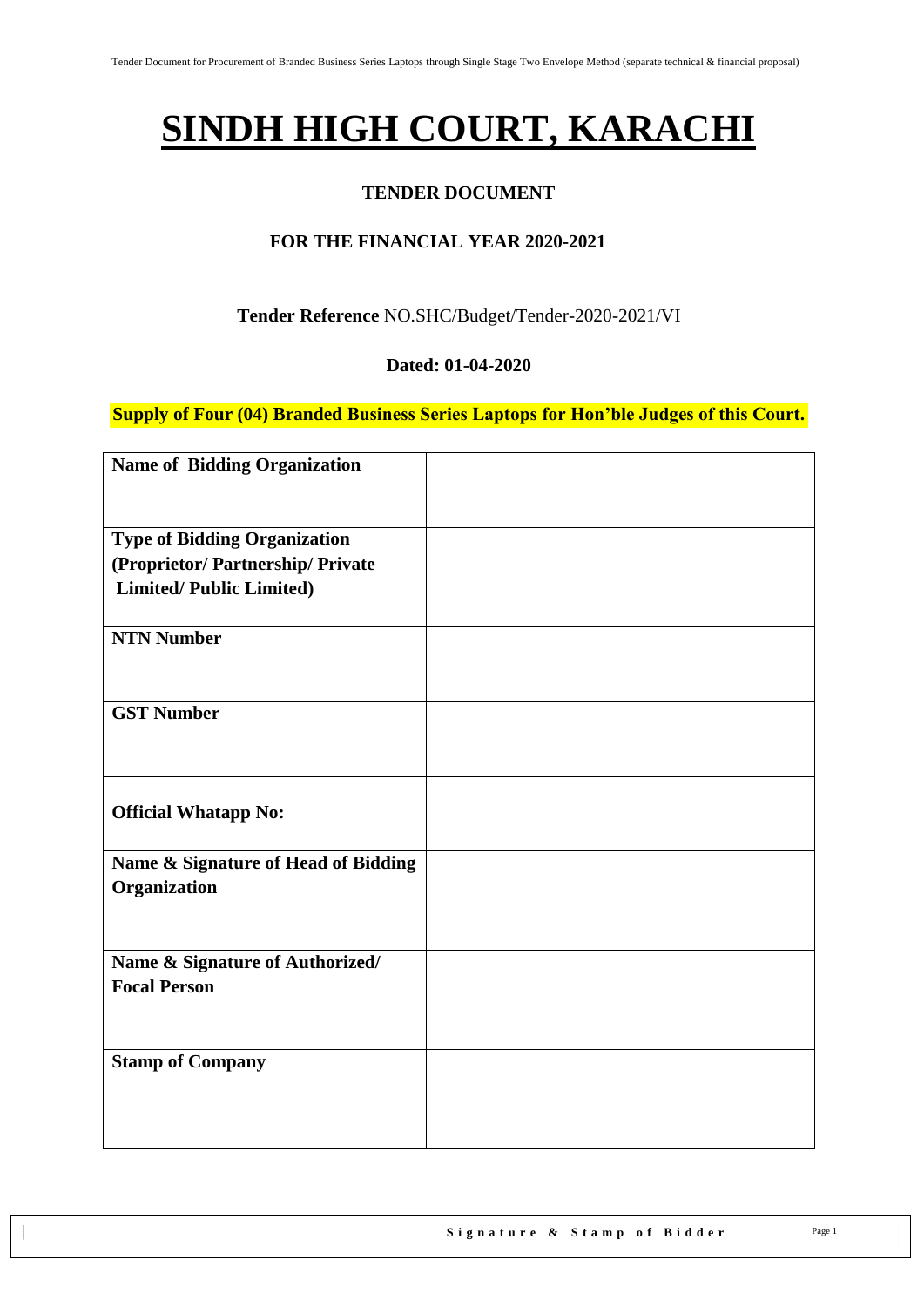# SINDH HIGH COURT, KARACHI

**TENDER DOCUMENT**

**FOR THE FINANCIAL YEAR 2020-2021**

**Tender Reference** NO.SHC/Budget/Tender-2020-2021/VI

**Dated: 01-04-2020**

**Supply of Four (04) Branded Business Series Laptops for Hon'ble Judges of this Court.**

| | |
|---|---|
| **Name of Bidding Organization** | |
| **Type of Bidding Organization (Proprietor/ Partnership/ Private Limited/ Public Limited)** | |
| **NTN Number** | |
| **GST Number** | |
| **Official Whatapp No:** | |
| **Name & Signature of Head of Bidding Organization** | |
| **Name & Signature of Authorized/ Focal Person** | |
| **Stamp of Company** | |

**Signature & Stamp of Bidder**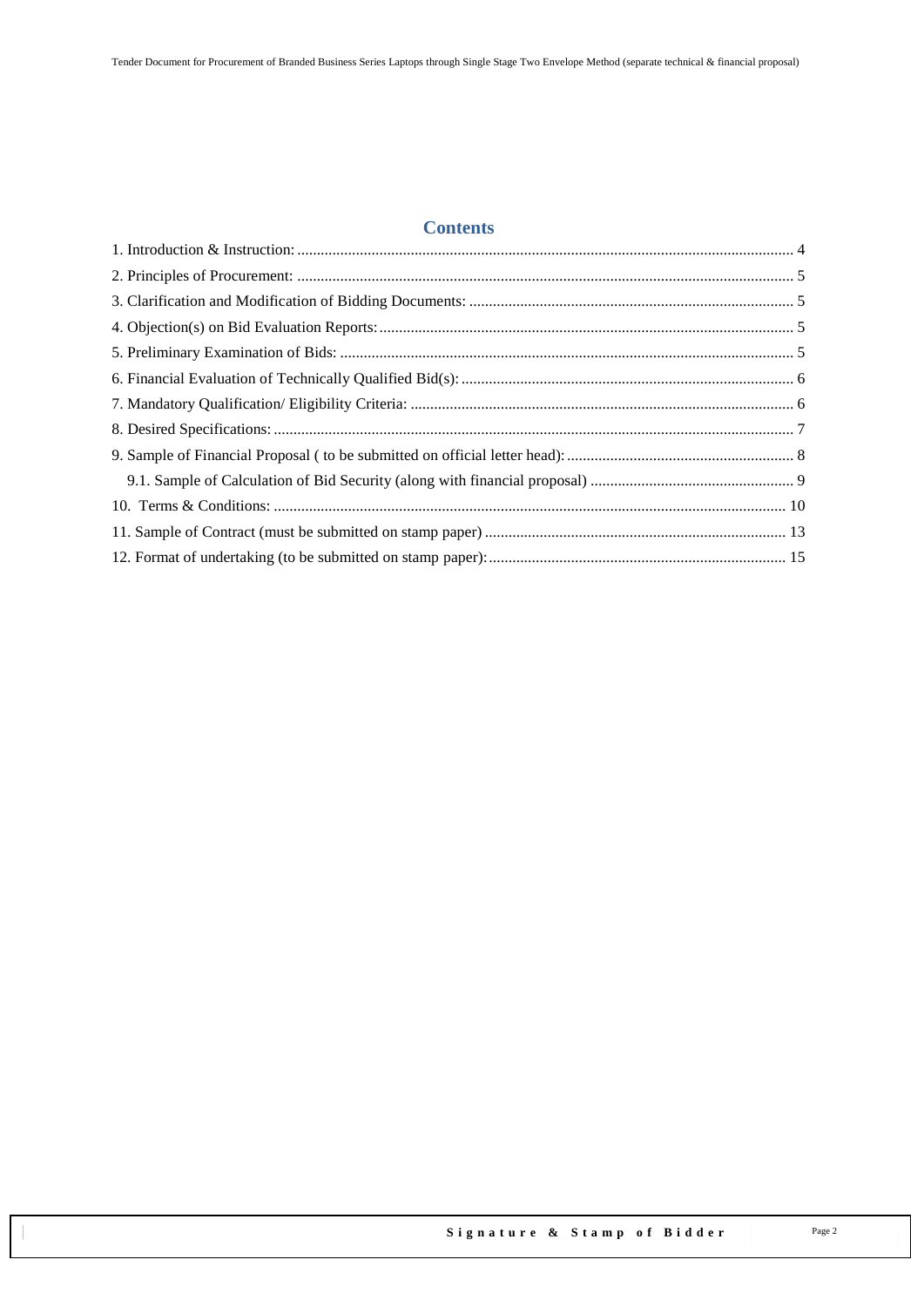## Contents

1. Introduction & Instruction: 4
2. Principles of Procurement: 5
3. Clarification and Modification of Bidding Documents: 5
4. Objection(s) on Bid Evaluation Reports: 5
5. Preliminary Examination of Bids: 5
6. Financial Evaluation of Technically Qualified Bid(s): 6
7. Mandatory Qualification/ Eligibility Criteria: 6
8. Desired Specifications: 7
9. Sample of Financial Proposal ( to be submitted on official letter head): 8
    - 9.1. Sample of Calculation of Bid Security (along with financial proposal) 9
10. Terms & Conditions: 10
11. Sample of Contract (must be submitted on stamp paper) 13
12. Format of undertaking (to be submitted on stamp paper): 15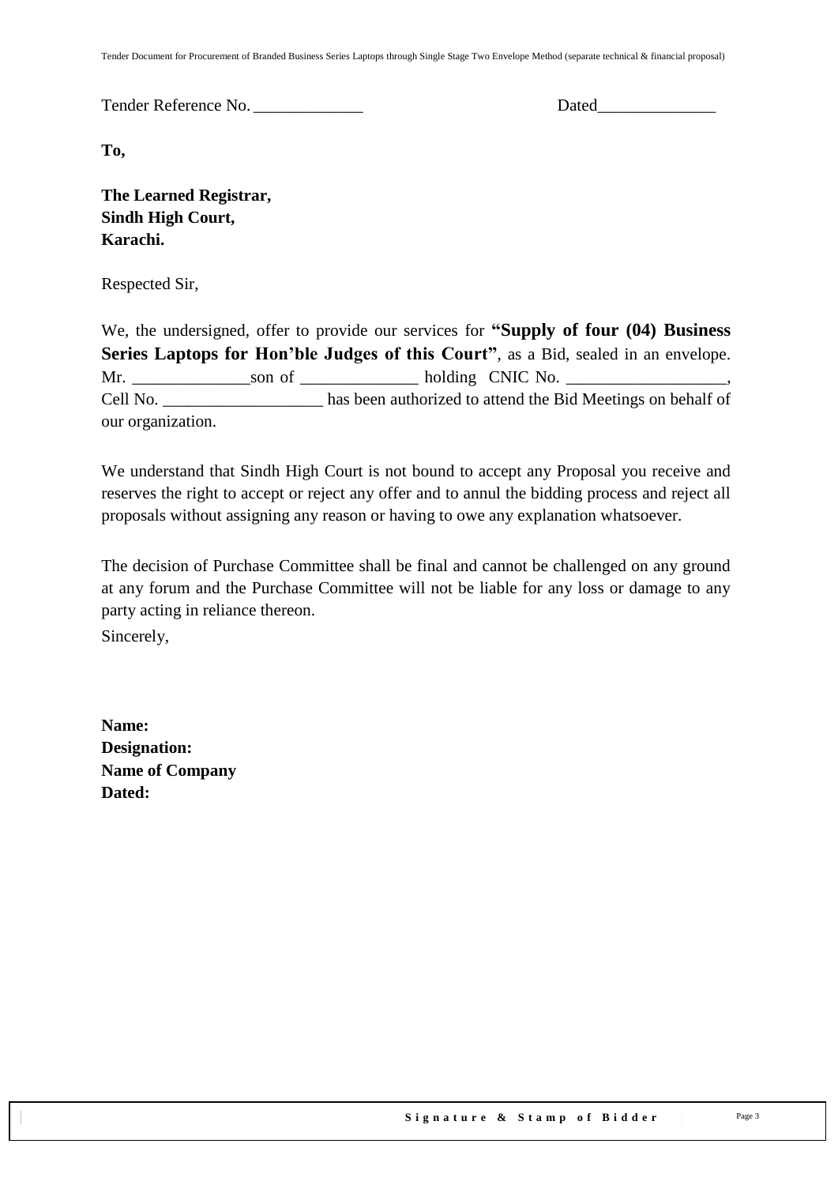Tender Reference No. _____________ Dated______________

**To,**

**The Learned Registrar,**
**Sindh High Court,**
**Karachi.**

Respected Sir,

We, the undersigned, offer to provide our services for **"Supply of four (04) Business Series Laptops for Hon'ble Judges of this Court"**, as a Bid, sealed in an envelope. Mr. ______________son of ______________ holding CNIC No. ___________________, Cell No. ___________________ has been authorized to attend the Bid Meetings on behalf of our organization.

We understand that Sindh High Court is not bound to accept any Proposal you receive and reserves the right to accept or reject any offer and to annul the bidding process and reject all proposals without assigning any reason or having to owe any explanation whatsoever.

The decision of Purchase Committee shall be final and cannot be challenged on any ground at any forum and the Purchase Committee will not be liable for any loss or damage to any party acting in reliance thereon.

Sincerely,

**Name:**
**Designation:**
**Name of Company**
**Dated:**

**Signature & Stamp of Bidder**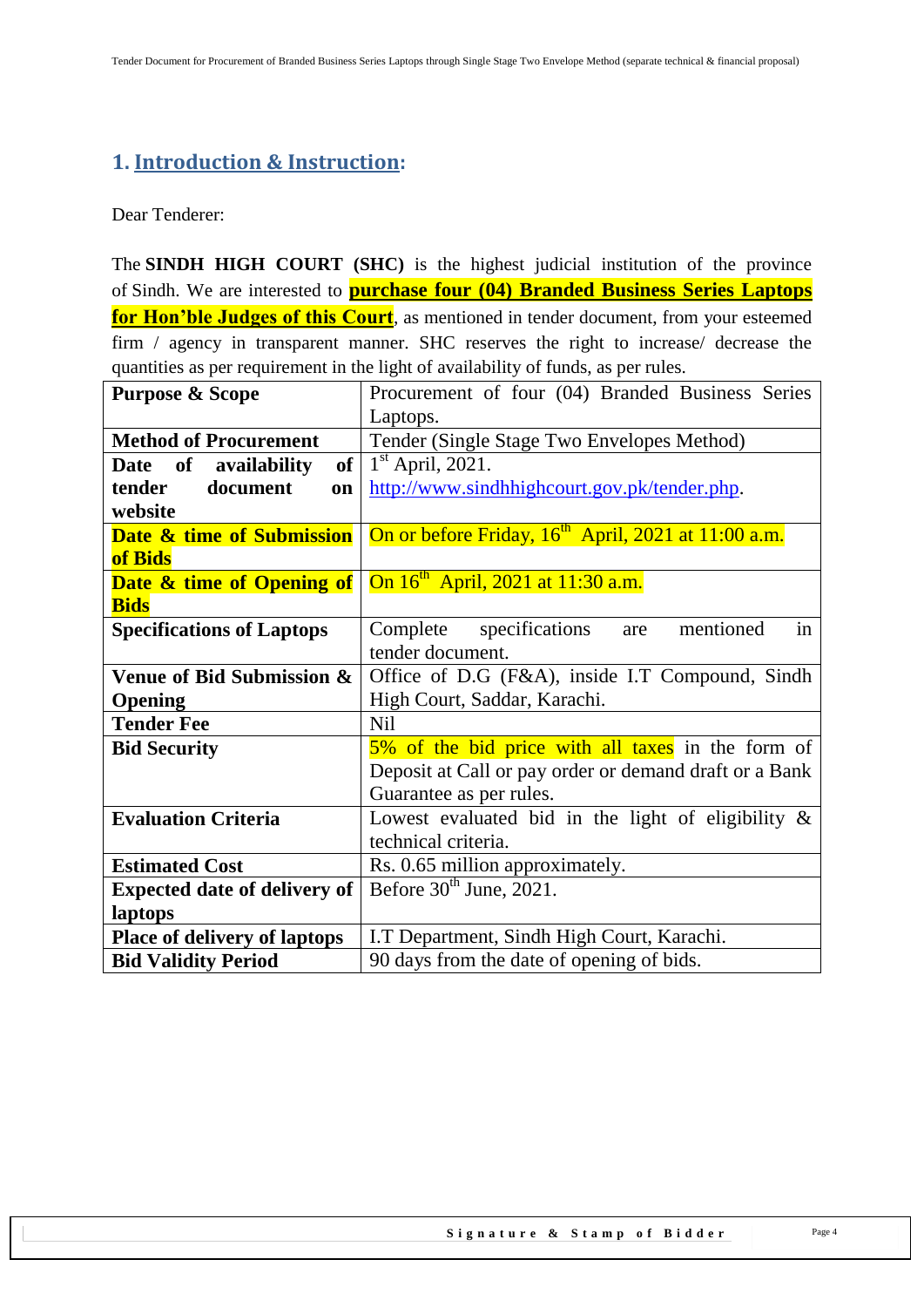## 1. Introduction & Instruction:

Dear Tenderer:

The **SINDH HIGH COURT (SHC)** is the highest judicial institution of the province of Sindh. We are interested to **purchase four (04) Branded Business Series Laptops for Hon'ble Judges of this Court**, as mentioned in tender document, from your esteemed firm / agency in transparent manner. SHC reserves the right to increase/ decrease the quantities as per requirement in the light of availability of funds, as per rules.

| | |
|---|---|
| **Purpose & Scope** | Procurement of four (04) Branded Business Series Laptops. |
| **Method of Procurement** | Tender (Single Stage Two Envelopes Method) |
| **Date of availability of tender document on website** | 1st April, 2021. http://www.sindhhighcourt.gov.pk/tender.php. |
| **Date & time of Submission of Bids** | On or before Friday, 16th April, 2021 at 11:00 a.m. |
| **Date & time of Opening of Bids** | On 16th April, 2021 at 11:30 a.m. |
| **Specifications of Laptops** | Complete specifications are mentioned in tender document. |
| **Venue of Bid Submission & Opening** | Office of D.G (F&A), inside I.T Compound, Sindh High Court, Saddar, Karachi. |
| **Tender Fee** | Nil |
| **Bid Security** | 5% of the bid price with all taxes in the form of Deposit at Call or pay order or demand draft or a Bank Guarantee as per rules. |
| **Evaluation Criteria** | Lowest evaluated bid in the light of eligibility & technical criteria. |
| **Estimated Cost** | Rs. 0.65 million approximately. |
| **Expected date of delivery of laptops** | Before 30th June, 2021. |
| **Place of delivery of laptops** | I.T Department, Sindh High Court, Karachi. |
| **Bid Validity Period** | 90 days from the date of opening of bids. |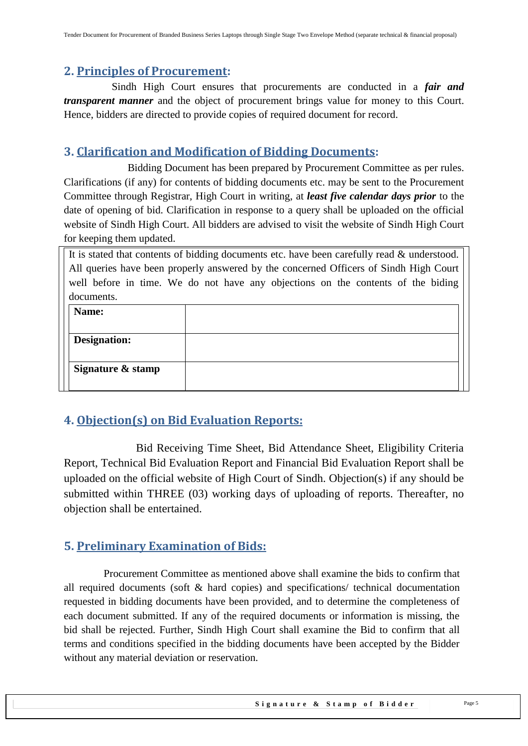## 2. Principles of Procurement:

Sindh High Court ensures that procurements are conducted in a ***fair and transparent manner*** and the object of procurement brings value for money to this Court. Hence, bidders are directed to provide copies of required document for record.

## 3. Clarification and Modification of Bidding Documents:

Bidding Document has been prepared by Procurement Committee as per rules. Clarifications (if any) for contents of bidding documents etc. may be sent to the Procurement Committee through Registrar, High Court in writing, at ***least five calendar days prior*** to the date of opening of bid. Clarification in response to a query shall be uploaded on the official website of Sindh High Court. All bidders are advised to visit the website of Sindh High Court for keeping them updated.

It is stated that contents of bidding documents etc. have been carefully read & understood. All queries have been properly answered by the concerned Officers of Sindh High Court well before in time. We do not have any objections on the contents of the biding documents.

| | |
|---|---|
| **Name:** | |
| **Designation:** | |
| **Signature & stamp** | |

## 4. Objection(s) on Bid Evaluation Reports:

Bid Receiving Time Sheet, Bid Attendance Sheet, Eligibility Criteria Report, Technical Bid Evaluation Report and Financial Bid Evaluation Report shall be uploaded on the official website of High Court of Sindh. Objection(s) if any should be submitted within THREE (03) working days of uploading of reports. Thereafter, no objection shall be entertained.

## 5. Preliminary Examination of Bids:

Procurement Committee as mentioned above shall examine the bids to confirm that all required documents (soft & hard copies) and specifications/ technical documentation requested in bidding documents have been provided, and to determine the completeness of each document submitted. If any of the required documents or information is missing, the bid shall be rejected. Further, Sindh High Court shall examine the Bid to confirm that all terms and conditions specified in the bidding documents have been accepted by the Bidder without any material deviation or reservation.

**Signature & Stamp of Bidder**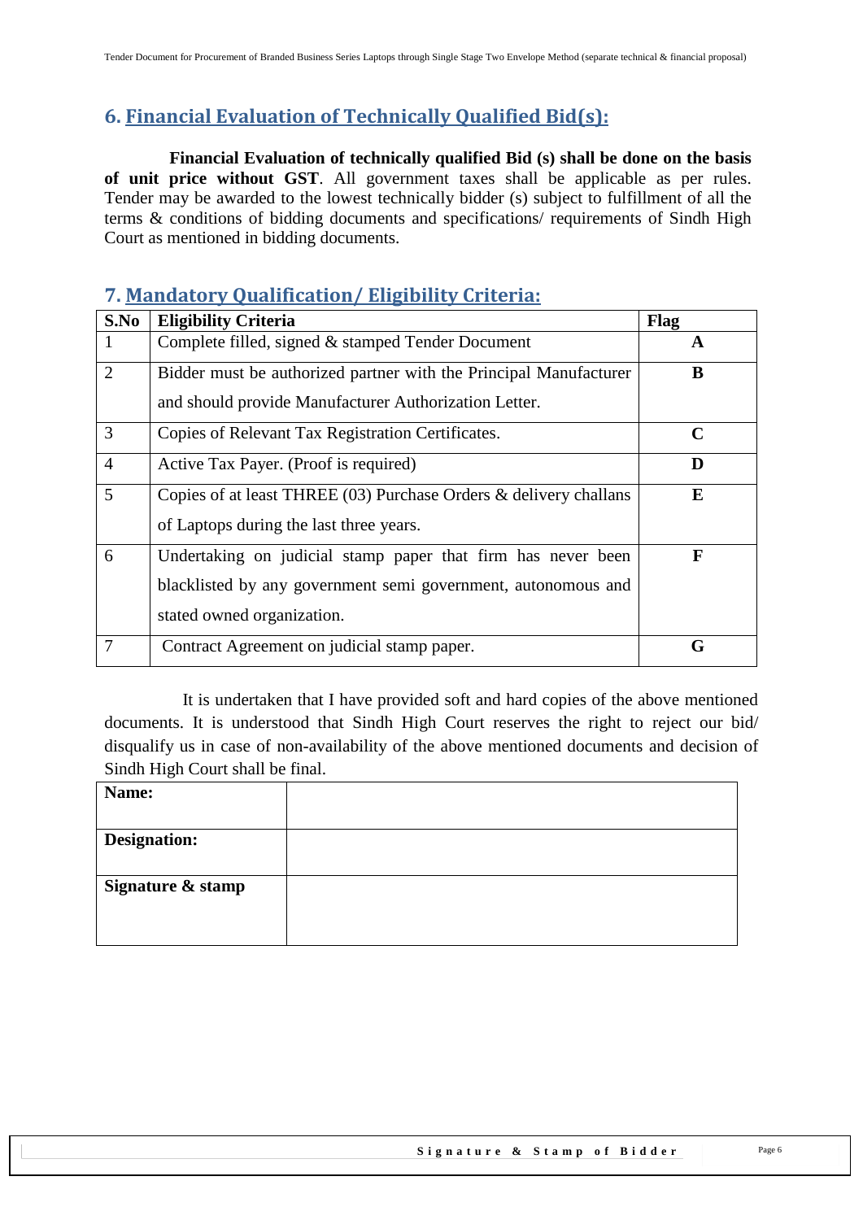## 6. Financial Evaluation of Technically Qualified Bid(s):

**Financial Evaluation of technically qualified Bid (s) shall be done on the basis of unit price without GST**. All government taxes shall be applicable as per rules. Tender may be awarded to the lowest technically bidder (s) subject to fulfillment of all the terms & conditions of bidding documents and specifications/ requirements of Sindh High Court as mentioned in bidding documents.

## 7. Mandatory Qualification/ Eligibility Criteria:

| S.No | Eligibility Criteria | Flag |
|---|---|---|
| 1 | Complete filled, signed & stamped Tender Document | **A** |
| 2 | Bidder must be authorized partner with the Principal Manufacturer and should provide Manufacturer Authorization Letter. | **B** |
| 3 | Copies of Relevant Tax Registration Certificates. | **C** |
| 4 | Active Tax Payer. (Proof is required) | **D** |
| 5 | Copies of at least THREE (03) Purchase Orders & delivery challans of Laptops during the last three years. | **E** |
| 6 | Undertaking on judicial stamp paper that firm has never been blacklisted by any government semi government, autonomous and stated owned organization. | **F** |
| 7 | Contract Agreement on judicial stamp paper. | **G** |

It is undertaken that I have provided soft and hard copies of the above mentioned documents. It is understood that Sindh High Court reserves the right to reject our bid/ disqualify us in case of non-availability of the above mentioned documents and decision of Sindh High Court shall be final.

| **Name:** | |
|---|---|
| **Designation:** | |
| **Signature & stamp** | |

**Signature & Stamp of Bidder**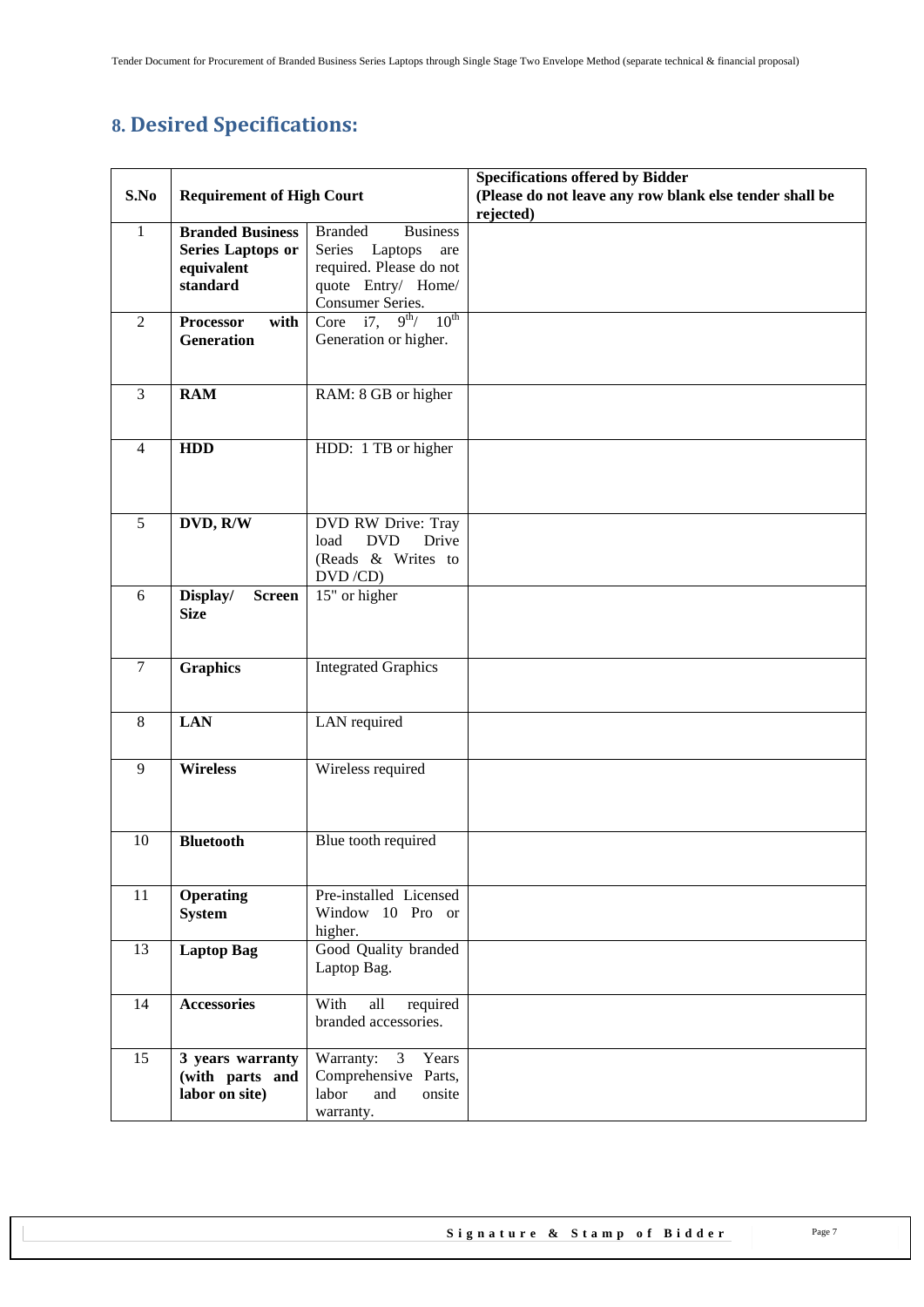## 8. Desired Specifications:

| S.No | Requirement of High Court | | Specifications offered by Bidder (Please do not leave any row blank else tender shall be rejected) |
|---|---|---|---|
| 1 | **Branded Business Series Laptops or equivalent standard** | Branded Business Series Laptops are required. Please do not quote Entry/ Home/ Consumer Series. | |
| 2 | **Processor with Generation** | Core i7, 9th/ 10th Generation or higher. | |
| 3 | **RAM** | RAM: 8 GB or higher | |
| 4 | **HDD** | HDD: 1 TB or higher | |
| 5 | **DVD, R/W** | DVD RW Drive: Tray load DVD Drive (Reads & Writes to DVD /CD) | |
| 6 | **Display/ Screen Size** | 15" or higher | |
| 7 | **Graphics** | Integrated Graphics | |
| 8 | **LAN** | LAN required | |
| 9 | **Wireless** | Wireless required | |
| 10 | **Bluetooth** | Blue tooth required | |
| 11 | **Operating System** | Pre-installed Licensed Window 10 Pro or higher. | |
| 13 | **Laptop Bag** | Good Quality branded Laptop Bag. | |
| 14 | **Accessories** | With all required branded accessories. | |
| 15 | **3 years warranty (with parts and labor on site)** | Warranty: 3 Years Comprehensive Parts, labor and onsite warranty. | |

**Signature & Stamp of Bidder**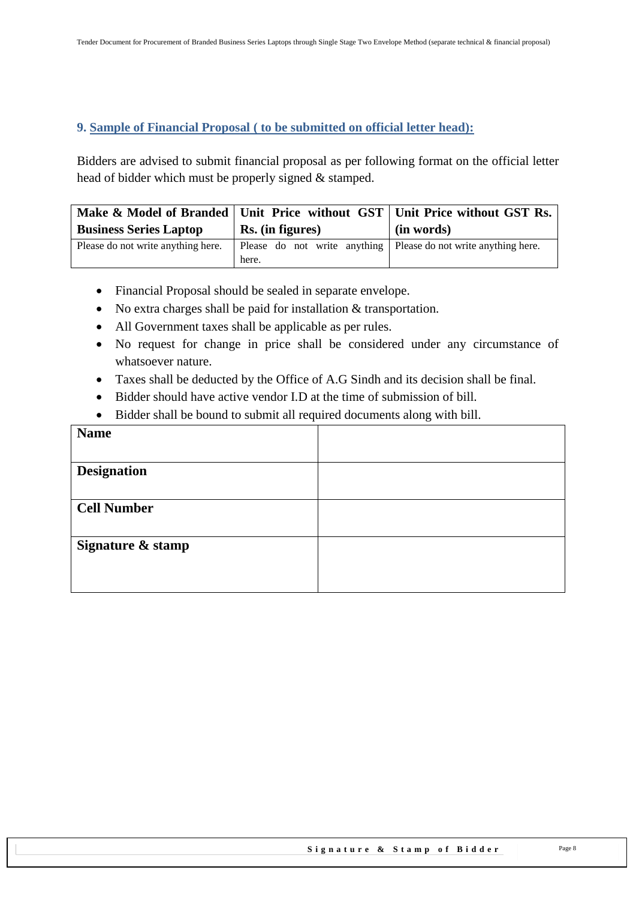## 9. Sample of Financial Proposal ( to be submitted on official letter head):

Bidders are advised to submit financial proposal as per following format on the official letter head of bidder which must be properly signed & stamped.

| Make & Model of Branded Business Series Laptop | Unit Price without GST Rs. (in figures) | Unit Price without GST Rs. (in words) |
|---|---|---|
| Please do not write anything here. | Please do not write anything here. | Please do not write anything here. |

- Financial Proposal should be sealed in separate envelope.
- No extra charges shall be paid for installation & transportation.
- All Government taxes shall be applicable as per rules.
- No request for change in price shall be considered under any circumstance of whatsoever nature.
- Taxes shall be deducted by the Office of A.G Sindh and its decision shall be final.
- Bidder should have active vendor I.D at the time of submission of bill.
- Bidder shall be bound to submit all required documents along with bill.

| **Name** | |
|---|---|
| **Designation** | |
| **Cell Number** | |
| **Signature & stamp** | |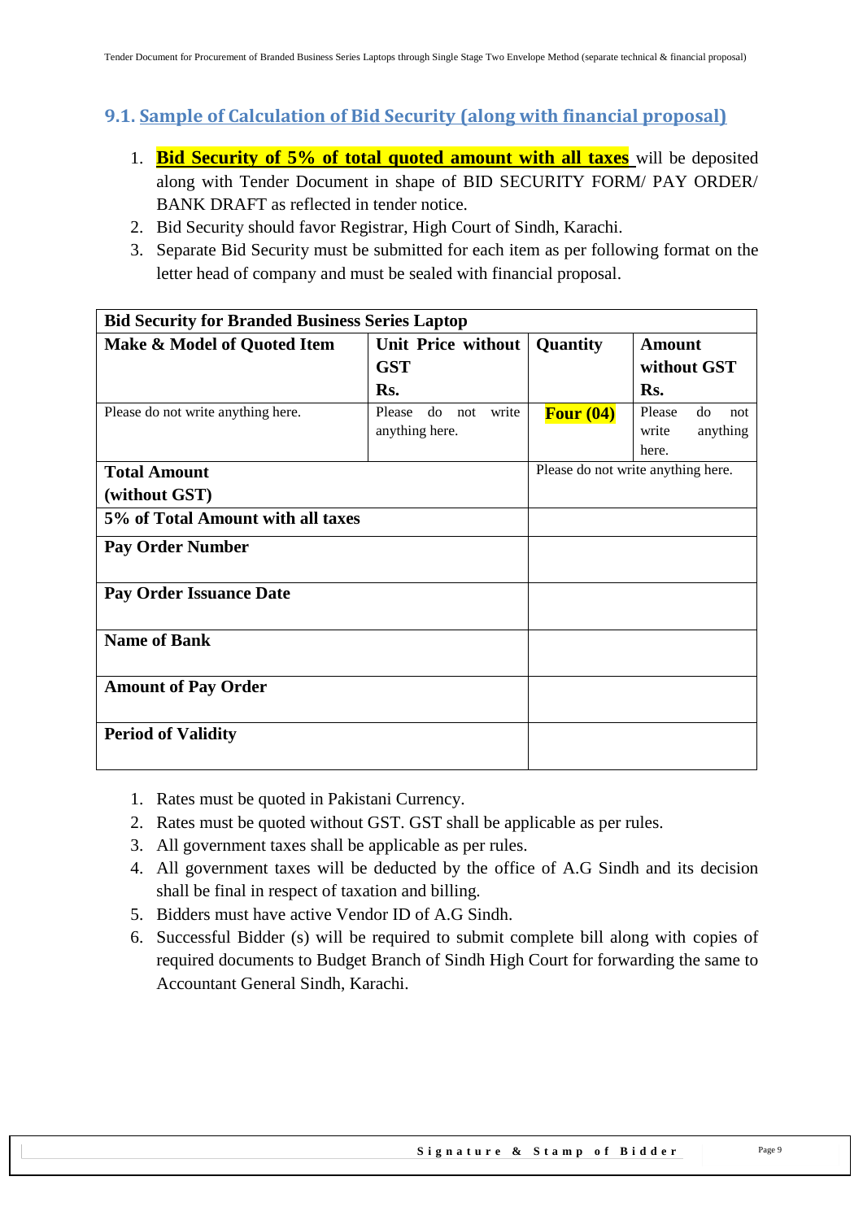## 9.1. Sample of Calculation of Bid Security (along with financial proposal)

1. **Bid Security of 5% of total quoted amount with all taxes** will be deposited along with Tender Document in shape of BID SECURITY FORM/ PAY ORDER/ BANK DRAFT as reflected in tender notice.
2. Bid Security should favor Registrar, High Court of Sindh, Karachi.
3. Separate Bid Security must be submitted for each item as per following format on the letter head of company and must be sealed with financial proposal.

| **Bid Security for Branded Business Series Laptop** | | | |
|---|---|---|---|
| **Make & Model of Quoted Item** | **Unit Price without GST Rs.** | **Quantity** | **Amount without GST Rs.** |
| Please do not write anything here. | Please do not write anything here. | **Four (04)** | Please do not write anything here. |
| **Total Amount (without GST)** | | Please do not write anything here. | |
| **5% of Total Amount with all taxes** | | | |
| **Pay Order Number** | | | |
| **Pay Order Issuance Date** | | | |
| **Name of Bank** | | | |
| **Amount of Pay Order** | | | |
| **Period of Validity** | | | |

1. Rates must be quoted in Pakistani Currency.
2. Rates must be quoted without GST. GST shall be applicable as per rules.
3. All government taxes shall be applicable as per rules.
4. All government taxes will be deducted by the office of A.G Sindh and its decision shall be final in respect of taxation and billing.
5. Bidders must have active Vendor ID of A.G Sindh.
6. Successful Bidder (s) will be required to submit complete bill along with copies of required documents to Budget Branch of Sindh High Court for forwarding the same to Accountant General Sindh, Karachi.

**Signature & Stamp of Bidder**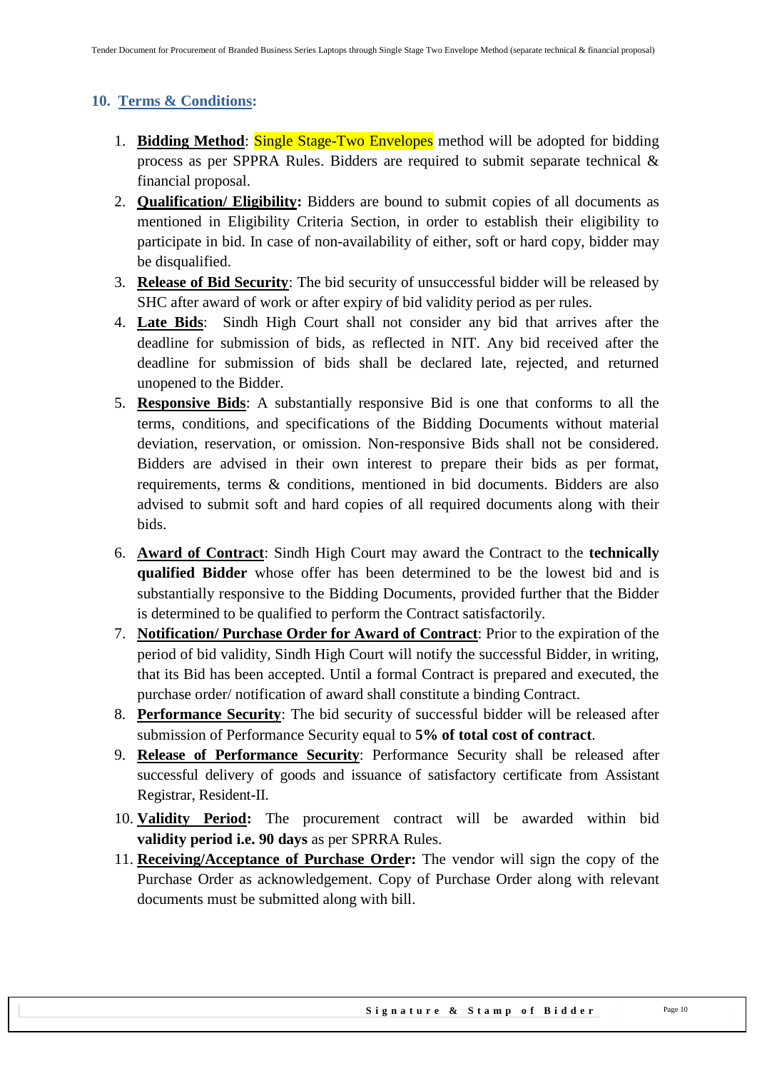## 10. Terms & Conditions:

1. **Bidding Method**: Single Stage-Two Envelopes method will be adopted for bidding process as per SPPRA Rules. Bidders are required to submit separate technical & financial proposal.
2. **Qualification/ Eligibility:** Bidders are bound to submit copies of all documents as mentioned in Eligibility Criteria Section, in order to establish their eligibility to participate in bid. In case of non-availability of either, soft or hard copy, bidder may be disqualified.
3. **Release of Bid Security**: The bid security of unsuccessful bidder will be released by SHC after award of work or after expiry of bid validity period as per rules.
4. **Late Bids**: Sindh High Court shall not consider any bid that arrives after the deadline for submission of bids, as reflected in NIT. Any bid received after the deadline for submission of bids shall be declared late, rejected, and returned unopened to the Bidder.
5. **Responsive Bids**: A substantially responsive Bid is one that conforms to all the terms, conditions, and specifications of the Bidding Documents without material deviation, reservation, or omission. Non-responsive Bids shall not be considered. Bidders are advised in their own interest to prepare their bids as per format, requirements, terms & conditions, mentioned in bid documents. Bidders are also advised to submit soft and hard copies of all required documents along with their bids.
6. **Award of Contract**: Sindh High Court may award the Contract to the **technically qualified Bidder** whose offer has been determined to be the lowest bid and is substantially responsive to the Bidding Documents, provided further that the Bidder is determined to be qualified to perform the Contract satisfactorily.
7. **Notification/ Purchase Order for Award of Contract**: Prior to the expiration of the period of bid validity, Sindh High Court will notify the successful Bidder, in writing, that its Bid has been accepted. Until a formal Contract is prepared and executed, the purchase order/ notification of award shall constitute a binding Contract.
8. **Performance Security**: The bid security of successful bidder will be released after submission of Performance Security equal to **5% of total cost of contract**.
9. **Release of Performance Security**: Performance Security shall be released after successful delivery of goods and issuance of satisfactory certificate from Assistant Registrar, Resident-II.
10. **Validity Period:** The procurement contract will be awarded within bid **validity period i.e. 90 days** as per SPRRA Rules.
11. **Receiving/Acceptance of Purchase Order:** The vendor will sign the copy of the Purchase Order as acknowledgement. Copy of Purchase Order along with relevant documents must be submitted along with bill.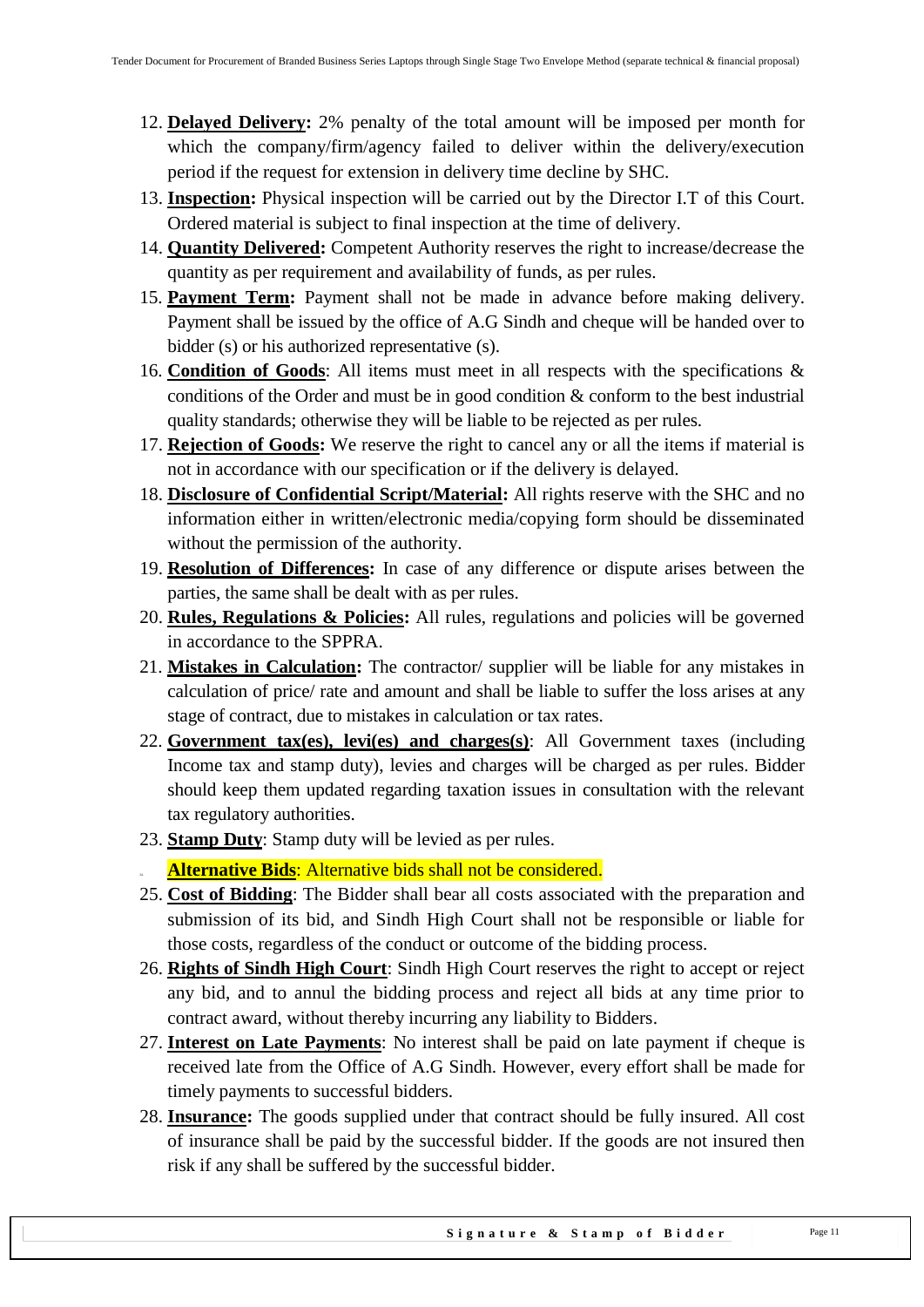12. **Delayed Delivery:** 2% penalty of the total amount will be imposed per month for which the company/firm/agency failed to deliver within the delivery/execution period if the request for extension in delivery time decline by SHC.
13. **Inspection:** Physical inspection will be carried out by the Director I.T of this Court. Ordered material is subject to final inspection at the time of delivery.
14. **Quantity Delivered:** Competent Authority reserves the right to increase/decrease the quantity as per requirement and availability of funds, as per rules.
15. **Payment Term:** Payment shall not be made in advance before making delivery. Payment shall be issued by the office of A.G Sindh and cheque will be handed over to bidder (s) or his authorized representative (s).
16. **Condition of Goods**: All items must meet in all respects with the specifications & conditions of the Order and must be in good condition & conform to the best industrial quality standards; otherwise they will be liable to be rejected as per rules.
17. **Rejection of Goods:** We reserve the right to cancel any or all the items if material is not in accordance with our specification or if the delivery is delayed.
18. **Disclosure of Confidential Script/Material:** All rights reserve with the SHC and no information either in written/electronic media/copying form should be disseminated without the permission of the authority.
19. **Resolution of Differences:** In case of any difference or dispute arises between the parties, the same shall be dealt with as per rules.
20. **Rules, Regulations & Policies:** All rules, regulations and policies will be governed in accordance to the SPPRA.
21. **Mistakes in Calculation:** The contractor/ supplier will be liable for any mistakes in calculation of price/ rate and amount and shall be liable to suffer the loss arises at any stage of contract, due to mistakes in calculation or tax rates.
22. **Government tax(es), levi(es) and charges(s)**: All Government taxes (including Income tax and stamp duty), levies and charges will be charged as per rules. Bidder should keep them updated regarding taxation issues in consultation with the relevant tax regulatory authorities.
23. **Stamp Duty**: Stamp duty will be levied as per rules.
24. **Alternative Bids**: Alternative bids shall not be considered.
25. **Cost of Bidding**: The Bidder shall bear all costs associated with the preparation and submission of its bid, and Sindh High Court shall not be responsible or liable for those costs, regardless of the conduct or outcome of the bidding process.
26. **Rights of Sindh High Court**: Sindh High Court reserves the right to accept or reject any bid, and to annul the bidding process and reject all bids at any time prior to contract award, without thereby incurring any liability to Bidders.
27. **Interest on Late Payments**: No interest shall be paid on late payment if cheque is received late from the Office of A.G Sindh. However, every effort shall be made for timely payments to successful bidders.
28. **Insurance:** The goods supplied under that contract should be fully insured. All cost of insurance shall be paid by the successful bidder. If the goods are not insured then risk if any shall be suffered by the successful bidder.

**Signature & Stamp of Bidder**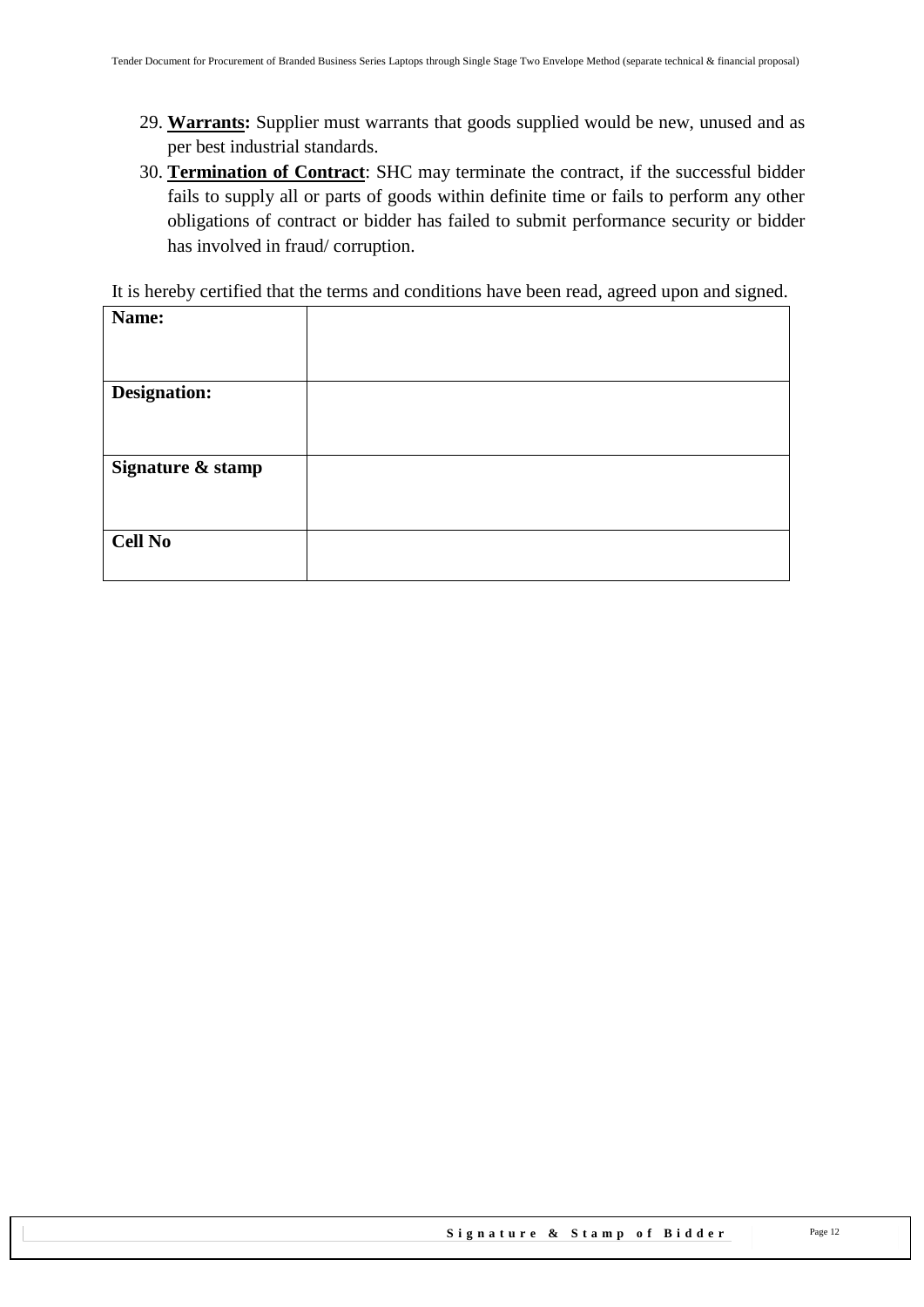29. **Warrants:** Supplier must warrants that goods supplied would be new, unused and as per best industrial standards.
30. **Termination of Contract**: SHC may terminate the contract, if the successful bidder fails to supply all or parts of goods within definite time or fails to perform any other obligations of contract or bidder has failed to submit performance security or bidder has involved in fraud/ corruption.

It is hereby certified that the terms and conditions have been read, agreed upon and signed.

| **Name:** | |
|---|---|
| **Designation:** | |
| **Signature & stamp** | |
| **Cell No** | |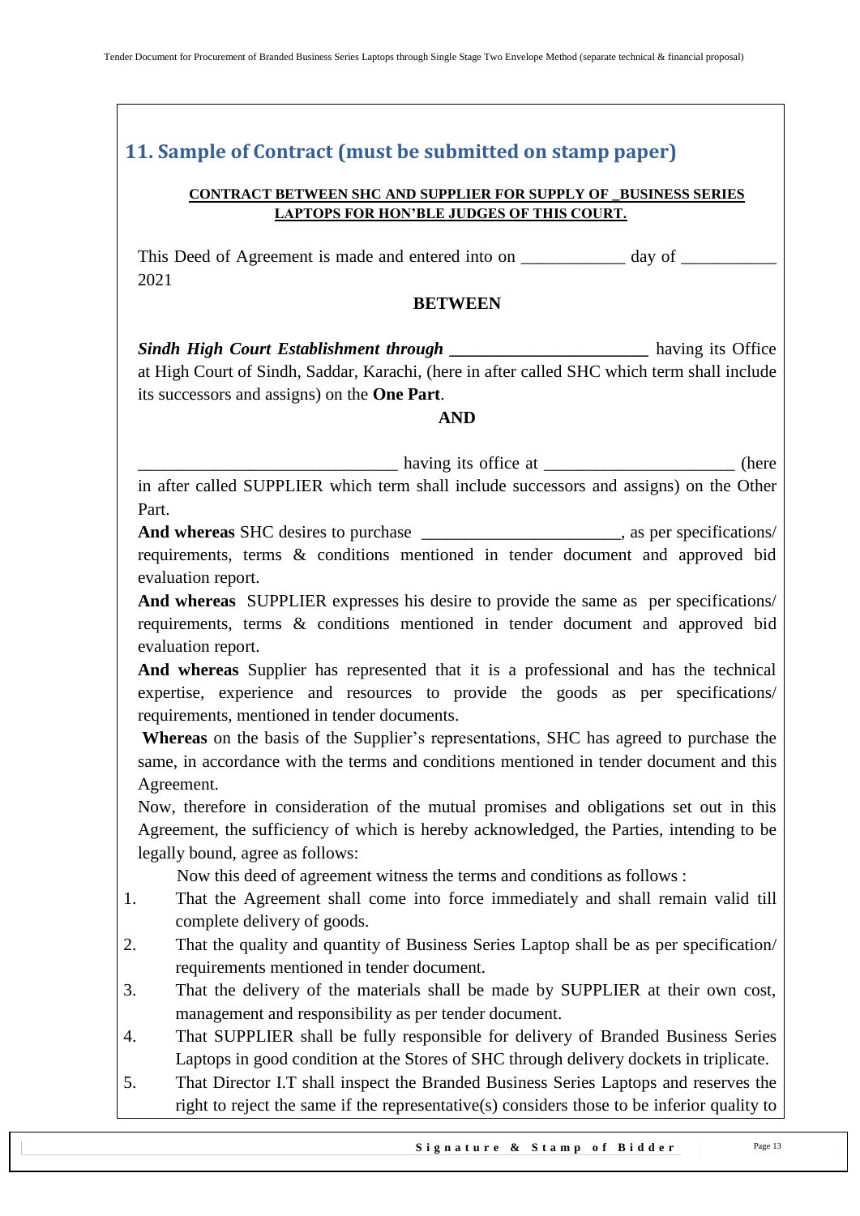## 11. Sample of Contract (must be submitted on stamp paper)

**CONTRACT BETWEEN SHC AND SUPPLIER FOR SUPPLY OF _BUSINESS SERIES LAPTOPS FOR HON'BLE JUDGES OF THIS COURT.**

This Deed of Agreement is made and entered into on ____________ day of ___________ 2021

**BETWEEN**

***Sindh High Court Establishment through _______________________*** having its Office at High Court of Sindh, Saddar, Karachi, (here in after called SHC which term shall include its successors and assigns) on the **One Part**.

**AND**

______________________________ having its office at ______________________ (here in after called SUPPLIER which term shall include successors and assigns) on the Other Part.

**And whereas** SHC desires to purchase _______________________, as per specifications/ requirements, terms & conditions mentioned in tender document and approved bid evaluation report.

**And whereas** SUPPLIER expresses his desire to provide the same as per specifications/ requirements, terms & conditions mentioned in tender document and approved bid evaluation report.

**And whereas** Supplier has represented that it is a professional and has the technical expertise, experience and resources to provide the goods as per specifications/ requirements, mentioned in tender documents.

**Whereas** on the basis of the Supplier's representations, SHC has agreed to purchase the same, in accordance with the terms and conditions mentioned in tender document and this Agreement.

Now, therefore in consideration of the mutual promises and obligations set out in this Agreement, the sufficiency of which is hereby acknowledged, the Parties, intending to be legally bound, agree as follows:

Now this deed of agreement witness the terms and conditions as follows :

1. That the Agreement shall come into force immediately and shall remain valid till complete delivery of goods.
2. That the quality and quantity of Business Series Laptop shall be as per specification/ requirements mentioned in tender document.
3. That the delivery of the materials shall be made by SUPPLIER at their own cost, management and responsibility as per tender document.
4. That SUPPLIER shall be fully responsible for delivery of Branded Business Series Laptops in good condition at the Stores of SHC through delivery dockets in triplicate.
5. That Director I.T shall inspect the Branded Business Series Laptops and reserves the right to reject the same if the representative(s) considers those to be inferior quality to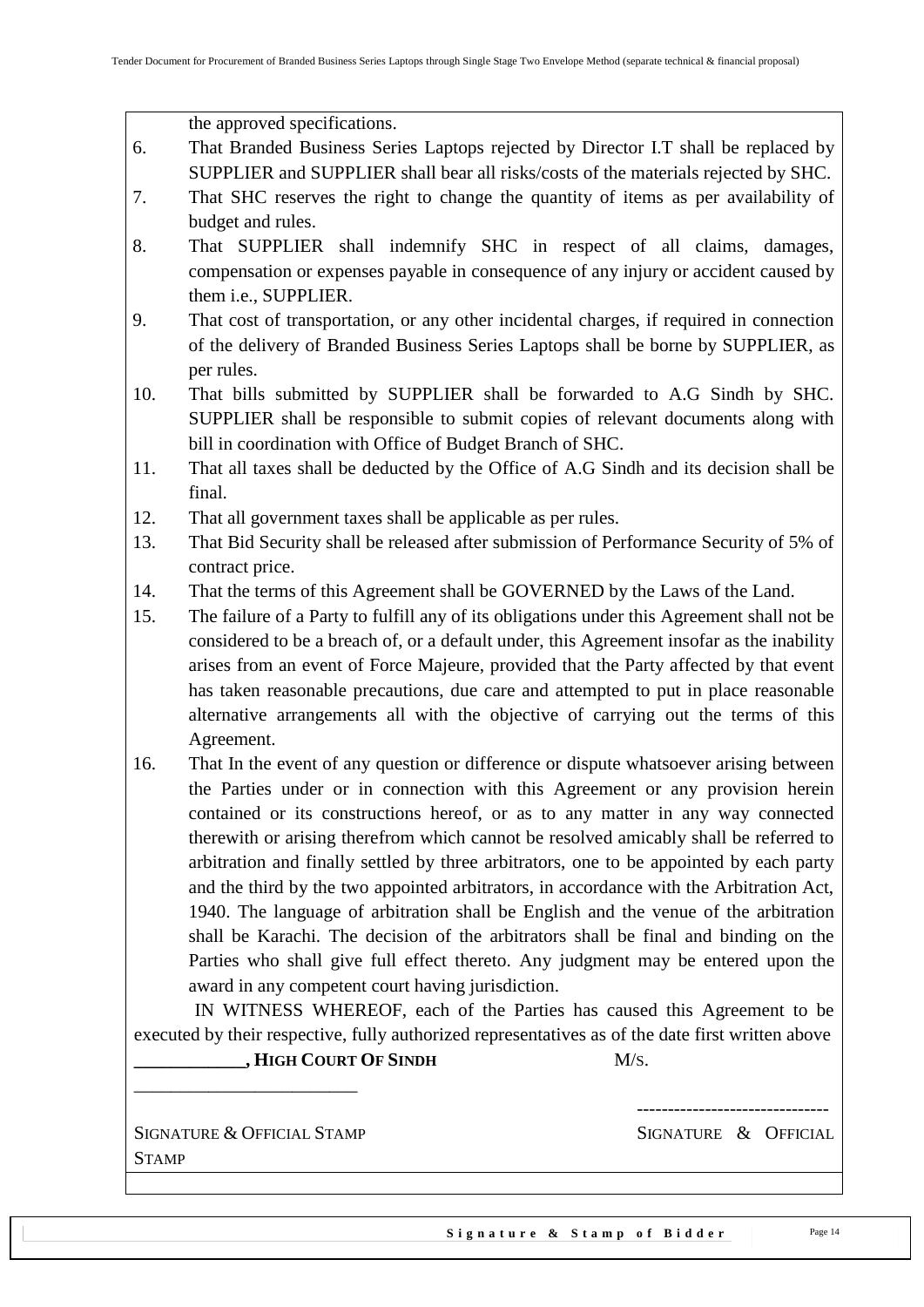the approved specifications.

6. That Branded Business Series Laptops rejected by Director I.T shall be replaced by SUPPLIER and SUPPLIER shall bear all risks/costs of the materials rejected by SHC.
7. That SHC reserves the right to change the quantity of items as per availability of budget and rules.
8. That SUPPLIER shall indemnify SHC in respect of all claims, damages, compensation or expenses payable in consequence of any injury or accident caused by them i.e., SUPPLIER.
9. That cost of transportation, or any other incidental charges, if required in connection of the delivery of Branded Business Series Laptops shall be borne by SUPPLIER, as per rules.
10. That bills submitted by SUPPLIER shall be forwarded to A.G Sindh by SHC. SUPPLIER shall be responsible to submit copies of relevant documents along with bill in coordination with Office of Budget Branch of SHC.
11. That all taxes shall be deducted by the Office of A.G Sindh and its decision shall be final.
12. That all government taxes shall be applicable as per rules.
13. That Bid Security shall be released after submission of Performance Security of 5% of contract price.
14. That the terms of this Agreement shall be GOVERNED by the Laws of the Land.
15. The failure of a Party to fulfill any of its obligations under this Agreement shall not be considered to be a breach of, or a default under, this Agreement insofar as the inability arises from an event of Force Majeure, provided that the Party affected by that event has taken reasonable precautions, due care and attempted to put in place reasonable alternative arrangements all with the objective of carrying out the terms of this Agreement.
16. That In the event of any question or difference or dispute whatsoever arising between the Parties under or in connection with this Agreement or any provision herein contained or its constructions hereof, or as to any matter in any way connected therewith or arising therefrom which cannot be resolved amicably shall be referred to arbitration and finally settled by three arbitrators, one to be appointed by each party and the third by the two appointed arbitrators, in accordance with the Arbitration Act, 1940. The language of arbitration shall be English and the venue of the arbitration shall be Karachi. The decision of the arbitrators shall be final and binding on the Parties who shall give full effect thereto. Any judgment may be entered upon the award in any competent court having jurisdiction.

IN WITNESS WHEREOF, each of the Parties has caused this Agreement to be executed by their respective, fully authorized representatives as of the date first written above

**____________, HIGH COURT OF SINDH** M/S.

________________________

-------------------------------

SIGNATURE & OFFICIAL STAMP SIGNATURE & OFFICIAL STAMP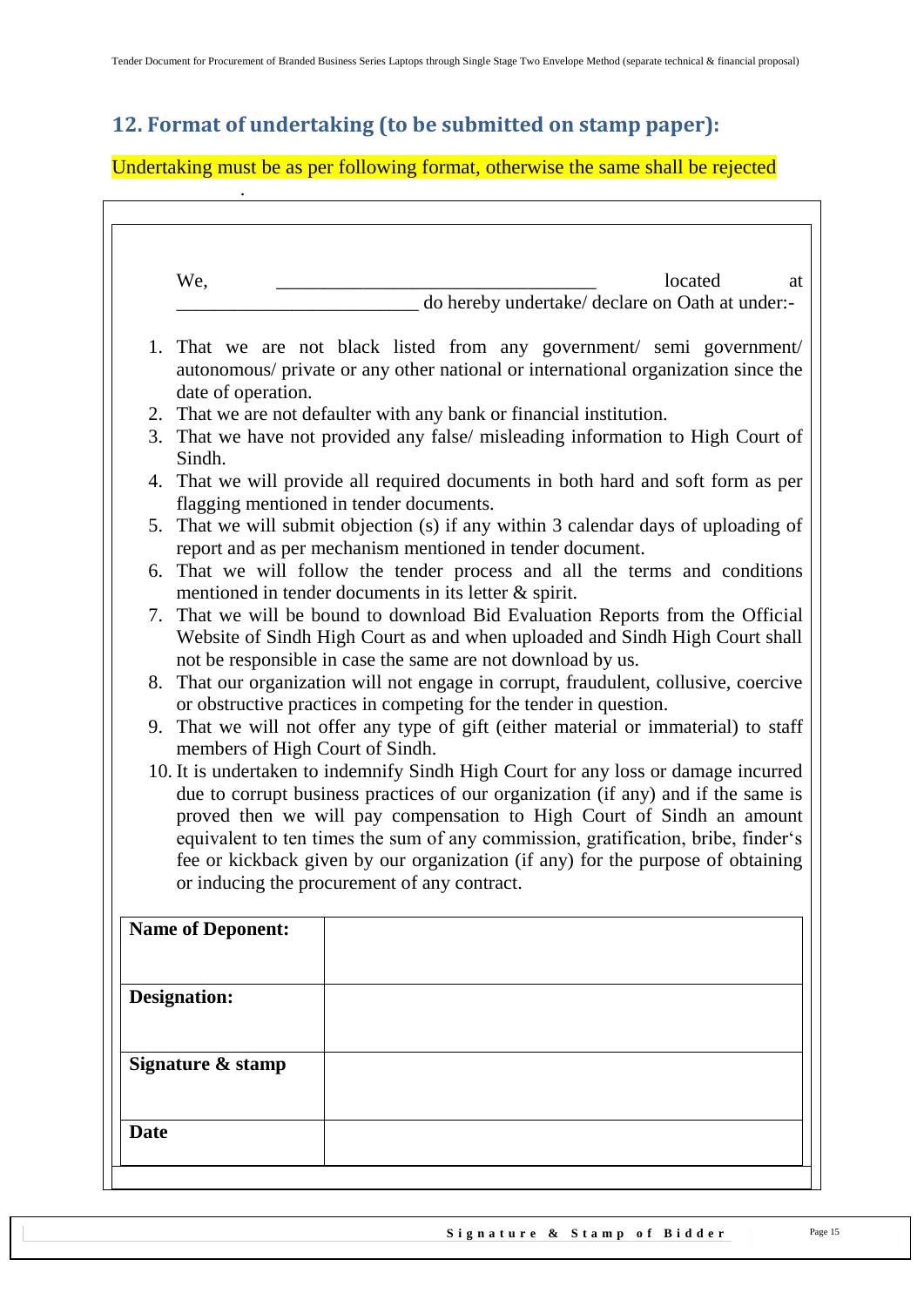## 12. Format of undertaking (to be submitted on stamp paper):

Undertaking must be as per following format, otherwise the same shall be rejected

We, _________________________________ located at _________________________ do hereby undertake/ declare on Oath at under:-

1. That we are not black listed from any government/ semi government/ autonomous/ private or any other national or international organization since the date of operation.
2. That we are not defaulter with any bank or financial institution.
3. That we have not provided any false/ misleading information to High Court of Sindh.
4. That we will provide all required documents in both hard and soft form as per flagging mentioned in tender documents.
5. That we will submit objection (s) if any within 3 calendar days of uploading of report and as per mechanism mentioned in tender document.
6. That we will follow the tender process and all the terms and conditions mentioned in tender documents in its letter & spirit.
7. That we will be bound to download Bid Evaluation Reports from the Official Website of Sindh High Court as and when uploaded and Sindh High Court shall not be responsible in case the same are not download by us.
8. That our organization will not engage in corrupt, fraudulent, collusive, coercive or obstructive practices in competing for the tender in question.
9. That we will not offer any type of gift (either material or immaterial) to staff members of High Court of Sindh.
10. It is undertaken to indemnify Sindh High Court for any loss or damage incurred due to corrupt business practices of our organization (if any) and if the same is proved then we will pay compensation to High Court of Sindh an amount equivalent to ten times the sum of any commission, gratification, bribe, finder's fee or kickback given by our organization (if any) for the purpose of obtaining or inducing the procurement of any contract.

| | |
|---|---|
| **Name of Deponent:** | |
| **Designation:** | |
| **Signature & stamp** | |
| **Date** | |

**Signature & Stamp of Bidder**